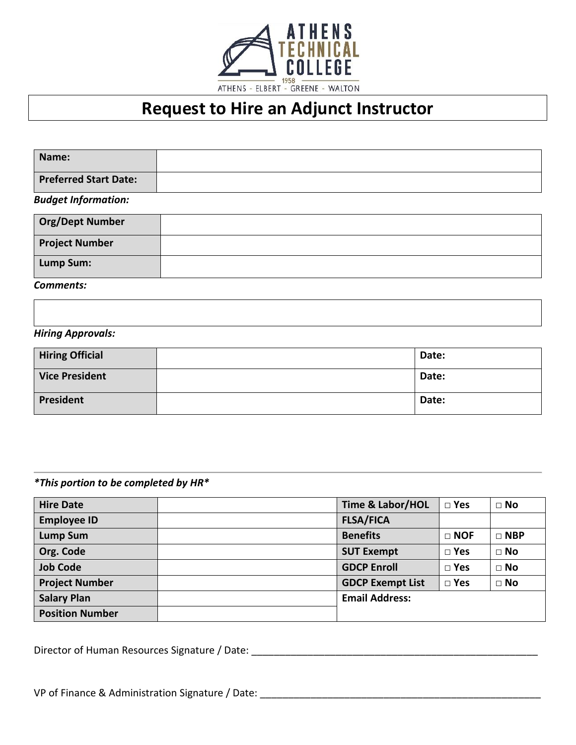ATHENS TECHNICAL COLLEGE
1958
ATHENS - ELBERT - GREENE - WALTON

# Request to Hire an Adjunct Instructor

| **Name:** | |
|---|---|
| **Preferred Start Date:** | |

***Budget Information:***

| **Org/Dept Number** | |
|---|---|
| **Project Number** | |
| **Lump Sum:** | |

***Comments:***

| |
|---|
| |

***Hiring Approvals:***

| **Hiring Official** | | **Date:** |
|---|---|---|
| **Vice President** | | **Date:** |
| **President** | | **Date:** |

---

***This portion to be completed by HR***

| **Hire Date** | | **Time & Labor/HOL** | □ **Yes** | □ **No** |
|---|---|---|---|---|
| **Employee ID** | | **FLSA/FICA** | | |
| **Lump Sum** | | **Benefits** | □ **NOF** | □ **NBP** |
| **Org. Code** | | **SUT Exempt** | □ **Yes** | □ **No** |
| **Job Code** | | **GDCP Enroll** | □ **Yes** | □ **No** |
| **Project Number** | | **GDCP Exempt List** | □ **Yes** | □ **No** |
| **Salary Plan** | | **Email Address:** | | |
| **Position Number** | | | | |

Director of Human Resources Signature / Date: ____________________________________________________

VP of Finance & Administration Signature / Date: __________________________________________________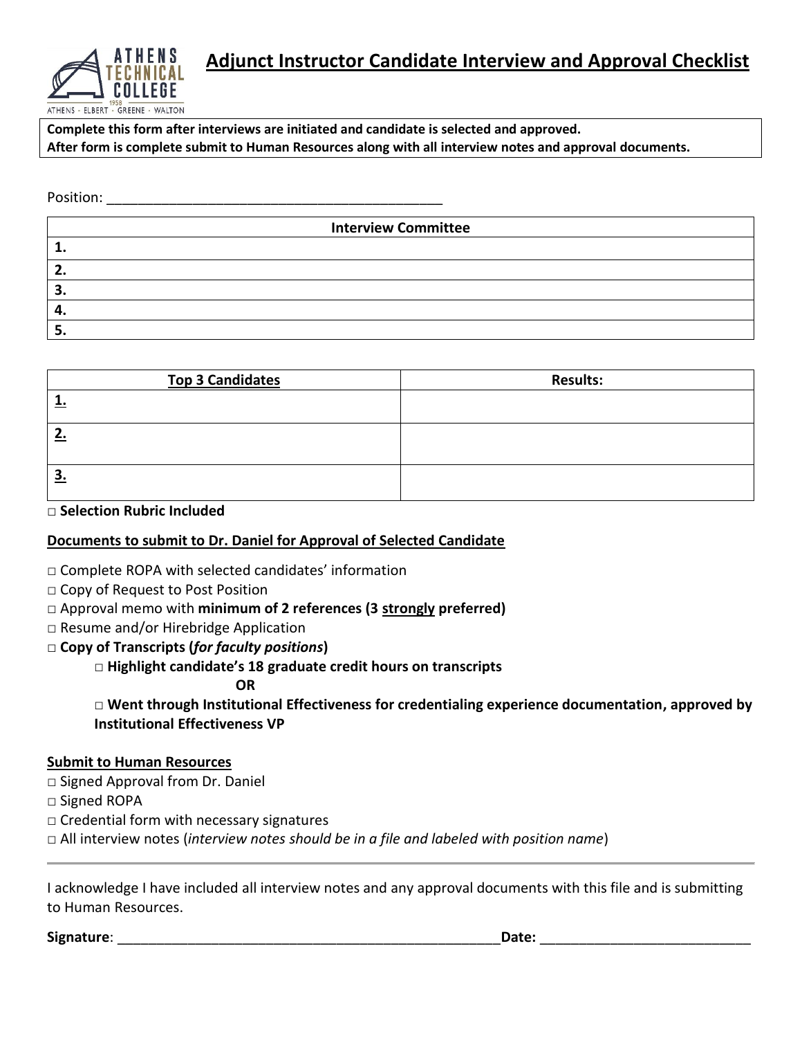# Adjunct Instructor Candidate Interview and Approval Checklist

**Complete this form after interviews are initiated and candidate is selected and approved.**
**After form is complete submit to Human Resources along with all interview notes and approval documents.**

Position: ___________________________________________

| Interview Committee |
| --- |
| **1.** |
| **2.** |
| **3.** |
| **4.** |
| **5.** |

| Top 3 Candidates | Results: |
| --- | --- |
| **1.** | |
| **2.** | |
| **3.** | |

□ **Selection Rubric Included**

**Documents to submit to Dr. Daniel for Approval of Selected Candidate**

□ Complete ROPA with selected candidates' information
□ Copy of Request to Post Position
□ Approval memo with **minimum of 2 references (3 strongly preferred)**
□ Resume and/or Hirebridge Application
□ **Copy of Transcripts (*for faculty positions*)**

  □ **Highlight candidate's 18 graduate credit hours on transcripts**

  **OR**

  □ **Went through Institutional Effectiveness for credentialing experience documentation, approved by Institutional Effectiveness VP**

**Submit to Human Resources**

□ Signed Approval from Dr. Daniel
□ Signed ROPA
□ Credential form with necessary signatures
□ All interview notes (*interview notes should be in a file and labeled with position name*)

---

I acknowledge I have included all interview notes and any approval documents with this file and is submitting to Human Resources.

**Signature**: ____________________________________________________ **Date:** ___________________________